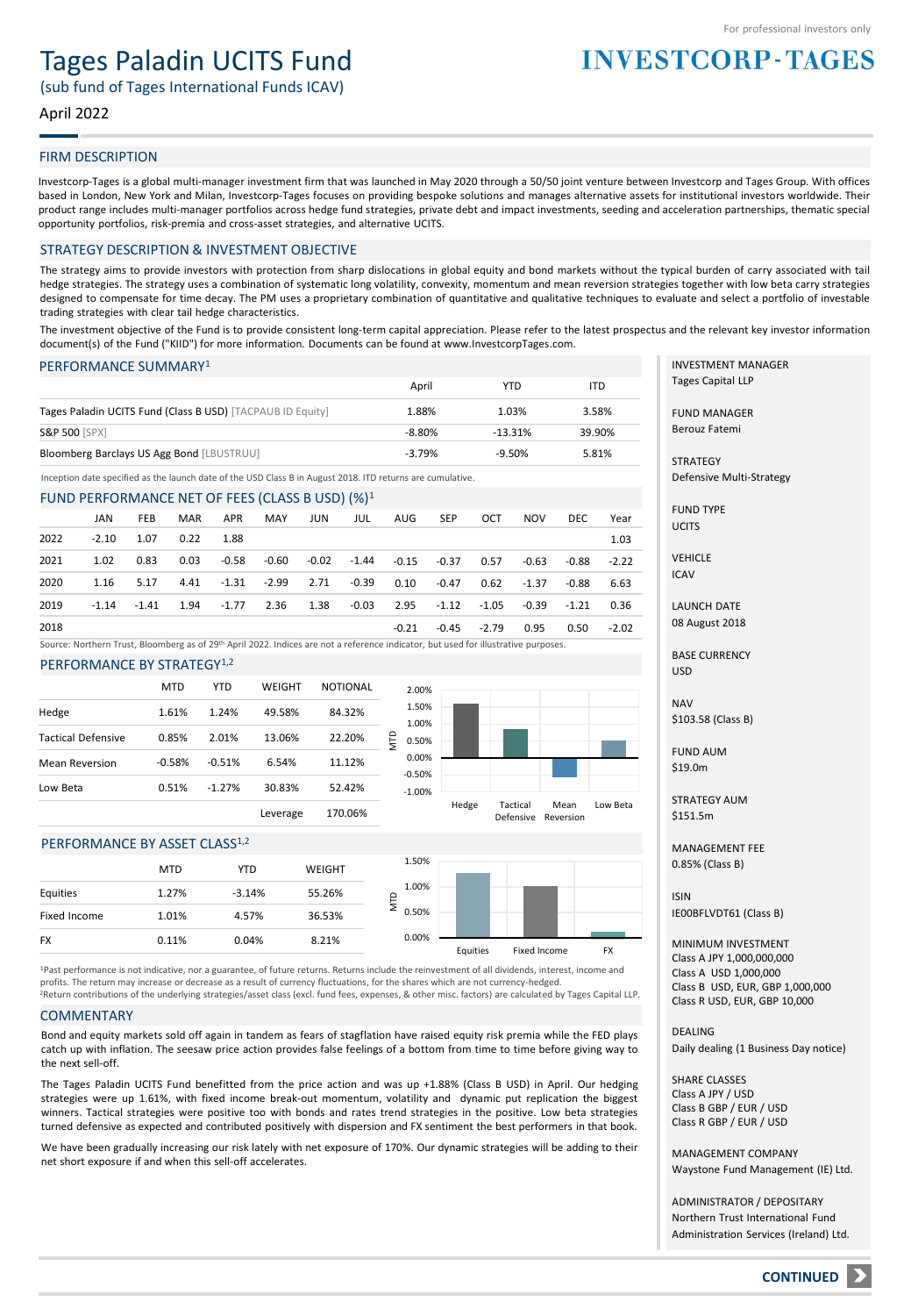For professional investors only

**INVESTCORP-TAGES**

# Tages Paladin UCITS Fund

(sub fund of Tages International Funds ICAV)

April 2022

## FIRM DESCRIPTION

Investcorp-Tages is a global multi-manager investment firm that was launched in May 2020 through a 50/50 joint venture between Investcorp and Tages Group. With offices based in London, New York and Milan, Investcorp-Tages focuses on providing bespoke solutions and manages alternative assets for institutional investors worldwide. Their product range includes multi-manager portfolios across hedge fund strategies, private debt and impact investments, seeding and acceleration partnerships, thematic special opportunity portfolios, risk-premia and cross-asset strategies, and alternative UCITS.

## STRATEGY DESCRIPTION & INVESTMENT OBJECTIVE

The strategy aims to provide investors with protection from sharp dislocations in global equity and bond markets without the typical burden of carry associated with tail hedge strategies. The strategy uses a combination of systematic long volatility, convexity, momentum and mean reversion strategies together with low beta carry strategies designed to compensate for time decay. The PM uses a proprietary combination of quantitative and qualitative techniques to evaluate and select a portfolio of investable trading strategies with clear tail hedge characteristics.

The investment objective of the Fund is to provide consistent long-term capital appreciation. Please refer to the latest prospectus and the relevant key investor information document(s) of the Fund ("KIID") for more information. Documents can be found at www.InvestcorpTages.com.

## PERFORMANCE SUMMARY[1]

| | April | YTD | ITD |
|---|---|---|---|
| Tages Paladin UCITS Fund (Class B USD) [TACPAUB ID Equity] | 1.88% | 1.03% | 3.58% |
| S&P 500 [SPX] | -8.80% | -13.31% | 39.90% |
| Bloomberg Barclays US Agg Bond [LBUSTRUU] | -3.79% | -9.50% | 5.81% |

Inception date specified as the launch date of the USD Class B in August 2018. ITD returns are cumulative.

## FUND PERFORMANCE NET OF FEES (CLASS B USD) (%)[1]

| | JAN | FEB | MAR | APR | MAY | JUN | JUL | AUG | SEP | OCT | NOV | DEC | Year |
|---|---|---|---|---|---|---|---|---|---|---|---|---|---|
| 2022 | -2.10 | 1.07 | 0.22 | 1.88 | | | | | | | | | 1.03 |
| 2021 | 1.02 | 0.83 | 0.03 | -0.58 | -0.60 | -0.02 | -1.44 | -0.15 | -0.37 | 0.57 | -0.63 | -0.88 | -2.22 |
| 2020 | 1.16 | 5.17 | 4.41 | -1.31 | -2.99 | 2.71 | -0.39 | 0.10 | -0.47 | 0.62 | -1.37 | -0.88 | 6.63 |
| 2019 | -1.14 | -1.41 | 1.94 | -1.77 | 2.36 | 1.38 | -0.03 | 2.95 | -1.12 | -1.05 | -0.39 | -1.21 | 0.36 |
| 2018 | | | | | | | | -0.21 | -0.45 | -2.79 | 0.95 | 0.50 | -2.02 |

Source: Northern Trust, Bloomberg as of 29th April 2022. Indices are not a reference indicator, but used for illustrative purposes.

## PERFORMANCE BY STRATEGY[1,2]

| | MTD | YTD | WEIGHT | NOTIONAL |
|---|---|---|---|---|
| Hedge | 1.61% | 1.24% | 49.58% | 84.32% |
| Tactical Defensive | 0.85% | 2.01% | 13.06% | 22.20% |
| Mean Reversion | -0.58% | -0.51% | 6.54% | 11.12% |
| Low Beta | 0.51% | -1.27% | 30.83% | 52.42% |
| | | | Leverage | 170.06% |

## PERFORMANCE BY ASSET CLASS[1,2]

| | MTD | YTD | WEIGHT |
|---|---|---|---|
| Equities | 1.27% | -3.14% | 55.26% |
| Fixed Income | 1.01% | 4.57% | 36.53% |
| FX | 0.11% | 0.04% | 8.21% |

[1]Past performance is not indicative, nor a guarantee, of future returns. Returns include the reinvestment of all dividends, interest, income and profits. The return may increase or decrease as a result of currency fluctuations, for the shares which are not currency-hedged.
[2]Return contributions of the underlying strategies/asset class (excl. fund fees, expenses, & other misc. factors) are calculated by Tages Capital LLP.

## COMMENTARY

Bond and equity markets sold off again in tandem as fears of stagflation have raised equity risk premia while the FED plays catch up with inflation. The seesaw price action provides false feelings of a bottom from time to time before giving way to the next sell-off.

The Tages Paladin UCITS Fund benefitted from the price action and was up +1.88% (Class B USD) in April. Our hedging strategies were up 1.61%, with fixed income break-out momentum, volatility and dynamic put replication the biggest winners. Tactical strategies were positive too with bonds and rates trend strategies in the positive. Low beta strategies turned defensive as expected and contributed positively with dispersion and FX sentiment the best performers in that book.

We have been gradually increasing our risk lately with net exposure of 170%. Our dynamic strategies will be adding to their net short exposure if and when this sell-off accelerates.

**INVESTMENT MANAGER**
Tages Capital LLP

**FUND MANAGER**
Berouz Fatemi

**STRATEGY**
Defensive Multi-Strategy

**FUND TYPE**
UCITS

**VEHICLE**
ICAV

**LAUNCH DATE**
08 August 2018

**BASE CURRENCY**
USD

**NAV**
$103.58 (Class B)

**FUND AUM**
$19.0m

**STRATEGY AUM**
$151.5m

**MANAGEMENT FEE**
0.85% (Class B)

**ISIN**
IE00BFLVDT61 (Class B)

**MINIMUM INVESTMENT**
Class A JPY 1,000,000,000
Class A USD 1,000,000
Class B USD, EUR, GBP 1,000,000
Class R USD, EUR, GBP 10,000

**DEALING**
Daily dealing (1 Business Day notice)

**SHARE CLASSES**
Class A JPY / USD
Class B GBP / EUR / USD
Class R GBP / EUR / USD

**MANAGEMENT COMPANY**
Waystone Fund Management (IE) Ltd.

**ADMINISTRATOR / DEPOSITARY**
Northern Trust International Fund Administration Services (Ireland) Ltd.

**CONTINUED**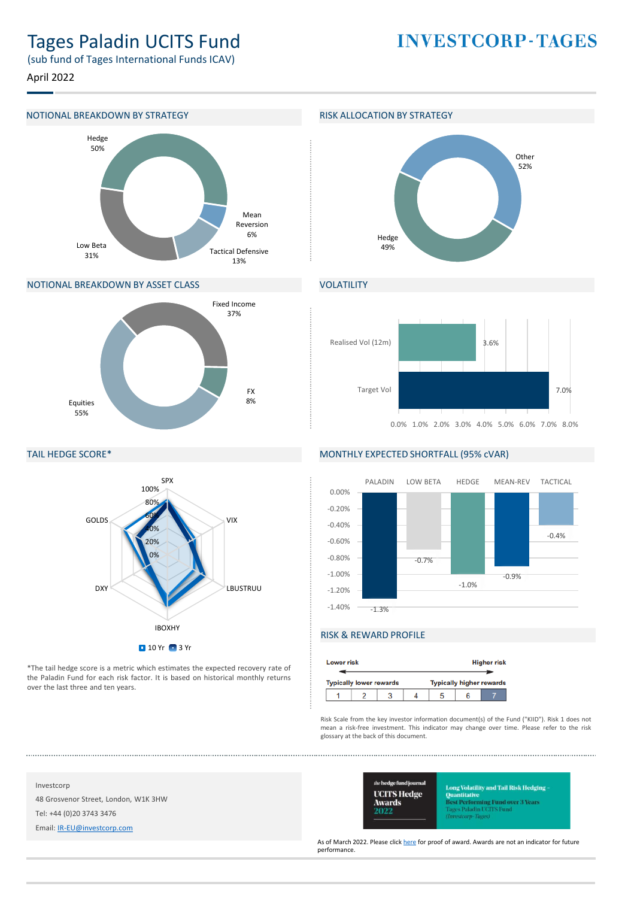# Tages Paladin UCITS Fund

(sub fund of Tages International Funds ICAV)

April 2022

INVESTCORP-TAGES

## NOTIONAL BREAKDOWN BY STRATEGY

| Strategy | % |
|---|---|
| Hedge | 50% |
| Low Beta | 31% |
| Tactical Defensive | 13% |
| Mean Reversion | 6% |

## RISK ALLOCATION BY STRATEGY

| Strategy | % |
|---|---|
| Other | 52% |
| Hedge | 49% |

## NOTIONAL BREAKDOWN BY ASSET CLASS

| Asset Class | % |
|---|---|
| Equities | 55% |
| Fixed Income | 37% |
| FX | 8% |

## VOLATILITY

| | |
|---|---|
| Realised Vol (12m) | 3.6% |
| Target Vol | 7.0% |

## TAIL HEDGE SCORE*

Factors: SPX, VIX, LBUSTRUU, IBOXHY, DXY, GOLDS (10 Yr, 3 Yr)

*The tail hedge score is a metric which estimates the expected recovery rate of the Paladin Fund for each risk factor. It is based on historical monthly returns over the last three and ten years.

## MONTHLY EXPECTED SHORTFALL (95% cVAR)

| PALADIN | LOW BETA | HEDGE | MEAN-REV | TACTICAL |
|---|---|---|---|---|
| -1.3% | -0.7% | -1.0% | -0.9% | -0.4% |

## RISK & REWARD PROFILE

Lower risk — Higher risk

Typically lower rewards — Typically higher rewards

| 1 | 2 | 3 | 4 | 5 | 6 | **7** |
|---|---|---|---|---|---|---|

Risk Scale from the key investor information document(s) of the Fund ("KIID"). Risk 1 does not mean a risk-free investment. This indicator may change over time. Please refer to the risk glossary at the back of this document.

Investcorp

48 Grosvenor Street, London, W1K 3HW

Tel: +44 (0)20 3743 3476

Email: IR-EU@investcorp.com

the hedge fund journal UCITS Hedge Awards 2022 — Long Volatility and Tail Risk Hedging – Quantitative — Best Performing Fund over 3 Years — Tages Paladin UCITS Fund (Investcorp-Tages)

As of March 2022. Please click here for proof of award. Awards are not an indicator for future performance.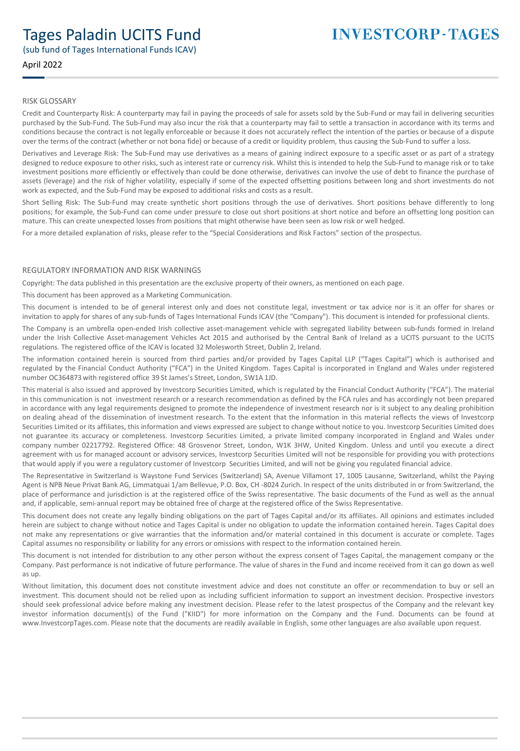## RISK GLOSSARY

Credit and Counterparty Risk: A counterparty may fail in paying the proceeds of sale for assets sold by the Sub-Fund or may fail in delivering securities purchased by the Sub-Fund. The Sub-Fund may also incur the risk that a counterparty may fail to settle a transaction in accordance with its terms and conditions because the contract is not legally enforceable or because it does not accurately reflect the intention of the parties or because of a dispute over the terms of the contract (whether or not bona fide) or because of a credit or liquidity problem, thus causing the Sub-Fund to suffer a loss.

Derivatives and Leverage Risk: The Sub-Fund may use derivatives as a means of gaining indirect exposure to a specific asset or as part of a strategy designed to reduce exposure to other risks, such as interest rate or currency risk. Whilst this is intended to help the Sub-Fund to manage risk or to take investment positions more efficiently or effectively than could be done otherwise, derivatives can involve the use of debt to finance the purchase of assets (leverage) and the risk of higher volatility, especially if some of the expected offsetting positions between long and short investments do not work as expected, and the Sub-Fund may be exposed to additional risks and costs as a result.

Short Selling Risk: The Sub-Fund may create synthetic short positions through the use of derivatives. Short positions behave differently to long positions; for example, the Sub-Fund can come under pressure to close out short positions at short notice and before an offsetting long position can mature. This can create unexpected losses from positions that might otherwise have been seen as low risk or well hedged.

For a more detailed explanation of risks, please refer to the "Special Considerations and Risk Factors" section of the prospectus.

## REGULATORY INFORMATION AND RISK WARNINGS

Copyright: The data published in this presentation are the exclusive property of their owners, as mentioned on each page.

This document has been approved as a Marketing Communication.

This document is intended to be of general interest only and does not constitute legal, investment or tax advice nor is it an offer for shares or invitation to apply for shares of any sub-funds of Tages International Funds ICAV (the "Company"). This document is intended for professional clients.

The Company is an umbrella open-ended Irish collective asset-management vehicle with segregated liability between sub-funds formed in Ireland under the Irish Collective Asset-management Vehicles Act 2015 and authorised by the Central Bank of Ireland as a UCITS pursuant to the UCITS regulations. The registered office of the ICAV is located 32 Molesworth Street, Dublin 2, Ireland.

The information contained herein is sourced from third parties and/or provided by Tages Capital LLP ("Tages Capital") which is authorised and regulated by the Financial Conduct Authority ("FCA") in the United Kingdom. Tages Capital is incorporated in England and Wales under registered number OC364873 with registered office 39 St James's Street, London, SW1A 1JD.

This material is also issued and approved by Investcorp Securities Limited, which is regulated by the Financial Conduct Authority ("FCA"). The material in this communication is not investment research or a research recommendation as defined by the FCA rules and has accordingly not been prepared in accordance with any legal requirements designed to promote the independence of investment research nor is it subject to any dealing prohibition on dealing ahead of the dissemination of investment research. To the extent that the information in this material reflects the views of Investcorp Securities Limited or its affiliates, this information and views expressed are subject to change without notice to you. Investcorp Securities Limited does not guarantee its accuracy or completeness. Investcorp Securities Limited, a private limited company incorporated in England and Wales under company number 02217792. Registered Office: 48 Grosvenor Street, London, W1K 3HW, United Kingdom. Unless and until you execute a direct agreement with us for managed account or advisory services, Investcorp Securities Limited will not be responsible for providing you with protections that would apply if you were a regulatory customer of Investcorp Securities Limited, and will not be giving you regulated financial advice.

The Representative in Switzerland is Waystone Fund Services (Switzerland) SA, Avenue Villamont 17, 1005 Lausanne, Switzerland, whilst the Paying Agent is NPB Neue Privat Bank AG, Limmatquai 1/am Bellevue, P.O. Box, CH -8024 Zurich. In respect of the units distributed in or from Switzerland, the place of performance and jurisdiction is at the registered office of the Swiss representative. The basic documents of the Fund as well as the annual and, if applicable, semi-annual report may be obtained free of charge at the registered office of the Swiss Representative.

This document does not create any legally binding obligations on the part of Tages Capital and/or its affiliates. All opinions and estimates included herein are subject to change without notice and Tages Capital is under no obligation to update the information contained herein. Tages Capital does not make any representations or give warranties that the information and/or material contained in this document is accurate or complete. Tages Capital assumes no responsibility or liability for any errors or omissions with respect to the information contained herein.

This document is not intended for distribution to any other person without the express consent of Tages Capital, the management company or the Company. Past performance is not indicative of future performance. The value of shares in the Fund and income received from it can go down as well as up.

Without limitation, this document does not constitute investment advice and does not constitute an offer or recommendation to buy or sell an investment. This document should not be relied upon as including sufficient information to support an investment decision. Prospective investors should seek professional advice before making any investment decision. Please refer to the latest prospectus of the Company and the relevant key investor information document(s) of the Fund ("KIID") for more information on the Company and the Fund. Documents can be found at www.InvestcorpTages.com. Please note that the documents are readily available in English, some other languages are also available upon request.